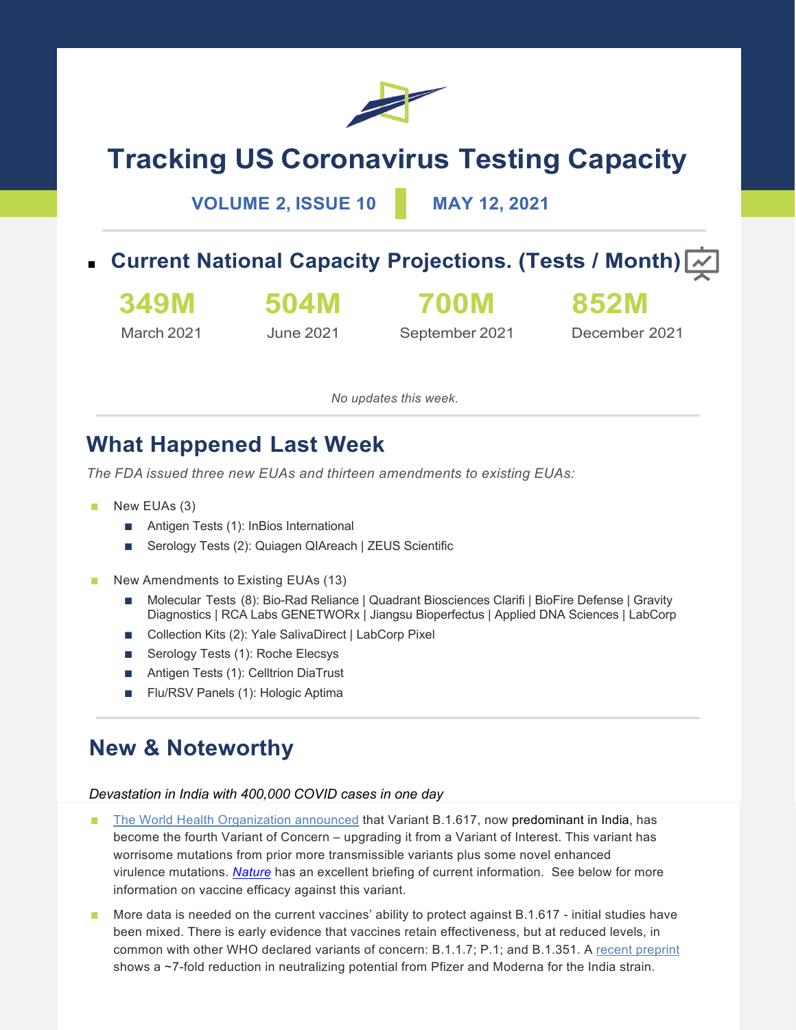# Tracking US Coronavirus Testing Capacity

**VOLUME 2, ISSUE 10 | MAY 12, 2021**

## Current National Capacity Projections. (Tests / Month)

| 349M | 504M | 700M | 852M |
| --- | --- | --- | --- |
| March 2021 | June 2021 | September 2021 | December 2021 |

*No updates this week.*

## What Happened Last Week

*The FDA issued three new EUAs and thirteen amendments to existing EUAs:*

- New EUAs (3)
  - Antigen Tests (1): InBios International
  - Serology Tests (2): Quiagen QIAreach | ZEUS Scientific
- New Amendments to Existing EUAs (13)
  - Molecular Tests (8): Bio-Rad Reliance | Quadrant Biosciences Clarifi | BioFire Defense | Gravity Diagnostics | RCA Labs GENETWORx | Jiangsu Bioperfectus | Applied DNA Sciences | LabCorp
  - Collection Kits (2): Yale SalivaDirect | LabCorp Pixel
  - Serology Tests (1): Roche Elecsys
  - Antigen Tests (1): Celltrion DiaTrust
  - Flu/RSV Panels (1): Hologic Aptima

## New & Noteworthy

*Devastation in India with 400,000 COVID cases in one day*

- The World Health Organization announced that Variant B.1.617, now predominant in India, has become the fourth Variant of Concern – upgrading it from a Variant of Interest. This variant has worrisome mutations from prior more transmissible variants plus some novel enhanced virulence mutations. *Nature* has an excellent briefing of current information. See below for more information on vaccine efficacy against this variant.
- More data is needed on the current vaccines' ability to protect against B.1.617 - initial studies have been mixed. There is early evidence that vaccines retain effectiveness, but at reduced levels, in common with other WHO declared variants of concern: B.1.1.7; P.1; and B.1.351. A recent preprint shows a ~7-fold reduction in neutralizing potential from Pfizer and Moderna for the India strain.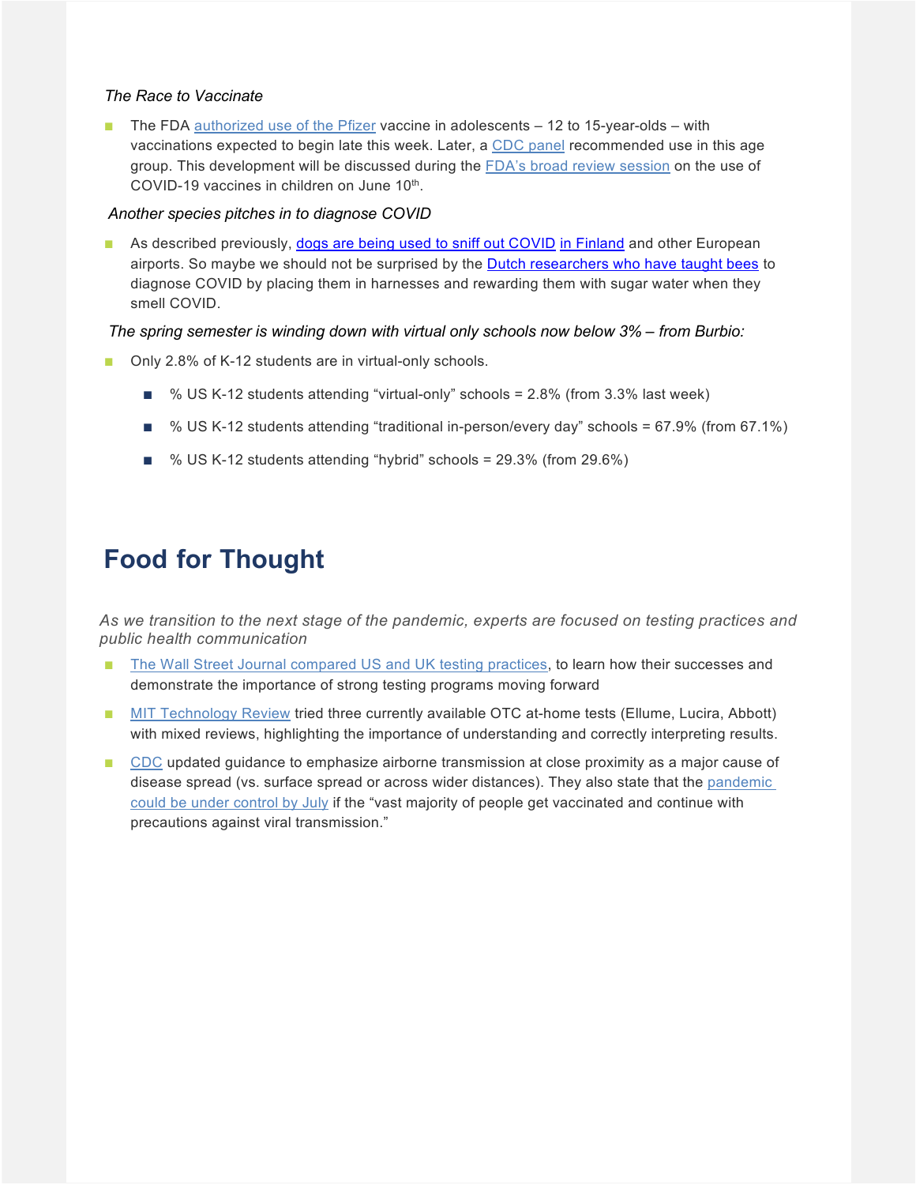*The Race to Vaccinate*

- The FDA authorized use of the Pfizer vaccine in adolescents – 12 to 15-year-olds – with vaccinations expected to begin late this week. Later, a CDC panel recommended use in this age group. This development will be discussed during the FDA's broad review session on the use of COVID-19 vaccines in children on June 10th.

*Another species pitches in to diagnose COVID*

- As described previously, dogs are being used to sniff out COVID in Finland and other European airports. So maybe we should not be surprised by the Dutch researchers who have taught bees to diagnose COVID by placing them in harnesses and rewarding them with sugar water when they smell COVID.

*The spring semester is winding down with virtual only schools now below 3% – from Burbio:*

- Only 2.8% of K-12 students are in virtual-only schools.
  - % US K-12 students attending "virtual-only" schools = 2.8% (from 3.3% last week)
  - % US K-12 students attending "traditional in-person/every day" schools = 67.9% (from 67.1%)
  - % US K-12 students attending "hybrid" schools = 29.3% (from 29.6%)

# Food for Thought

*As we transition to the next stage of the pandemic, experts are focused on testing practices and public health communication*

- The Wall Street Journal compared US and UK testing practices, to learn how their successes and demonstrate the importance of strong testing programs moving forward
- MIT Technology Review tried three currently available OTC at-home tests (Ellume, Lucira, Abbott) with mixed reviews, highlighting the importance of understanding and correctly interpreting results.
- CDC updated guidance to emphasize airborne transmission at close proximity as a major cause of disease spread (vs. surface spread or across wider distances). They also state that the pandemic could be under control by July if the "vast majority of people get vaccinated and continue with precautions against viral transmission."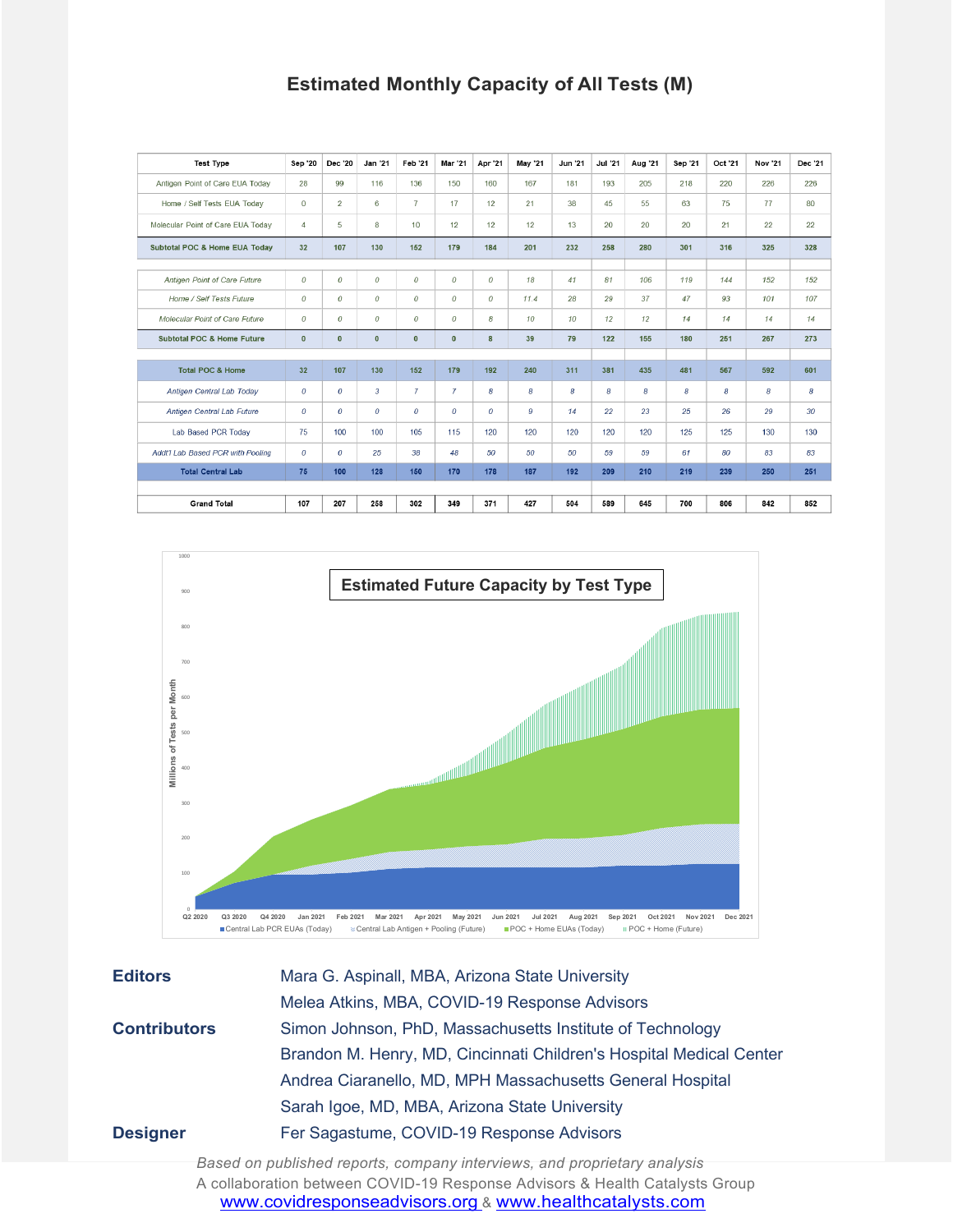## Estimated Monthly Capacity of All Tests (M)

| Test Type | Sep '20 | Dec '20 | Jan '21 | Feb '21 | Mar '21 | Apr '21 | May '21 | Jun '21 | Jul '21 | Aug '21 | Sep '21 | Oct '21 | Nov '21 | Dec '21 |
|---|---|---|---|---|---|---|---|---|---|---|---|---|---|---|
| Antigen Point of Care EUA Today | 28 | 99 | 116 | 136 | 150 | 160 | 167 | 181 | 193 | 205 | 218 | 220 | 226 | 226 |
| Home / Self Tests EUA Today | 0 | 2 | 6 | 7 | 17 | 12 | 21 | 38 | 45 | 55 | 63 | 75 | 77 | 80 |
| Molecular Point of Care EUA Today | 4 | 5 | 8 | 10 | 12 | 12 | 12 | 13 | 20 | 20 | 20 | 21 | 22 | 22 |
| **Subtotal POC & Home EUA Today** | **32** | **107** | **130** | **152** | **179** | **184** | **201** | **232** | **258** | **280** | **301** | **316** | **325** | **328** |
| | | | | | | | | | | | | | | |
| *Antigen Point of Care Future* | *0* | *0* | *0* | *0* | *0* | *0* | *18* | *41* | *81* | *106* | *119* | *144* | *152* | *152* |
| *Home / Self Tests Future* | *0* | *0* | *0* | *0* | *0* | *0* | *11.4* | *28* | *29* | *37* | *47* | *93* | *101* | *107* |
| *Molecular Point of Care Future* | *0* | *0* | *0* | *0* | *0* | *8* | *10* | *10* | *12* | *12* | *14* | *14* | *14* | *14* |
| **Subtotal POC & Home Future** | **0** | **0** | **0** | **0** | **0** | **8** | **39** | **79** | **122** | **155** | **180** | **251** | **267** | **273** |
| | | | | | | | | | | | | | | |
| **Total POC & Home** | **32** | **107** | **130** | **152** | **179** | **192** | **240** | **311** | **381** | **435** | **481** | **567** | **592** | **601** |
| *Antigen Central Lab Today* | *0* | *0* | *3* | *7* | *7* | *8* | *8* | *8* | *8* | *8* | *8* | *8* | *8* | *8* |
| *Antigen Central Lab Future* | *0* | *0* | *0* | *0* | *0* | *0* | *9* | *14* | *22* | *23* | *25* | *26* | *29* | *30* |
| Lab Based PCR Today | 75 | 100 | 100 | 105 | 115 | 120 | 120 | 120 | 120 | 120 | 125 | 125 | 130 | 130 |
| *Addt'l Lab Based PCR with Pooling* | *0* | *0* | *25* | *38* | *48* | *50* | *50* | *50* | *59* | *59* | *61* | *80* | *83* | *83* |
| **Total Central Lab** | **75** | **100** | **128** | **150** | **170** | **178** | **187** | **192** | **209** | **210** | **219** | **239** | **250** | **251** |
| | | | | | | | | | | | | | | |
| **Grand Total** | **107** | **207** | **258** | **302** | **349** | **371** | **427** | **504** | **589** | **645** | **700** | **806** | **842** | **852** |

**Estimated Future Capacity by Test Type**

Millions of Tests per Month

0
100
200
300
400
500
600
700
800
900
1000

Q2 2020
Q3 2020
Q4 2020
Jan 2021
Feb 2021
Mar 2021
Apr 2021
May 2021
Jun 2021
Jul 2021
Aug 2021
Sep 2021
Oct 2021
Nov 2021
Dec 2021

Central Lab PCR EUAs (Today)
Central Lab Antigen + Pooling (Future)
POC + Home EUAs (Today)
POC + Home (Future)

**Editors** Mara G. Aspinall, MBA, Arizona State University
Melea Atkins, MBA, COVID-19 Response Advisors

**Contributors** Simon Johnson, PhD, Massachusetts Institute of Technology
Brandon M. Henry, MD, Cincinnati Children's Hospital Medical Center
Andrea Ciaranello, MD, MPH Massachusetts General Hospital
Sarah Igoe, MD, MBA, Arizona State University

**Designer** Fer Sagastume, COVID-19 Response Advisors

*Based on published reports, company interviews, and proprietary analysis*

A collaboration between COVID-19 Response Advisors & Health Catalysts Group

www.covidresponseadvisors.org & www.healthcatalysts.com